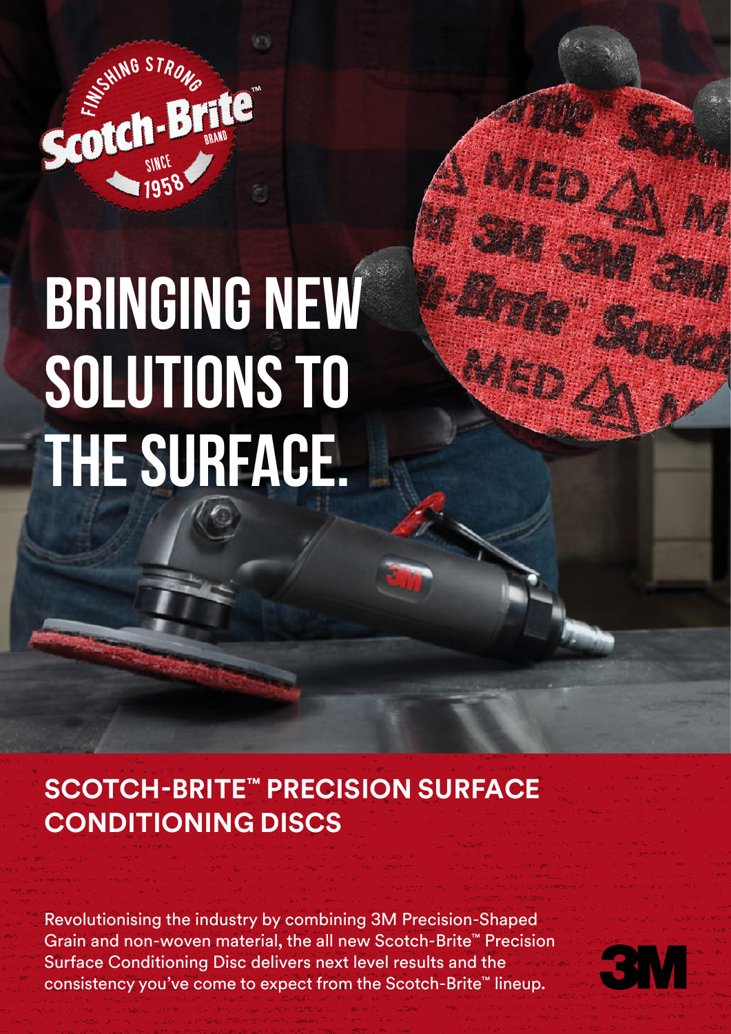# BRINGING NEW SOLUTIONS TO THE SURFACE.

## SCOTCH-BRITE™ PRECISION SURFACE CONDITIONING DISCS

Revolutionising the industry by combining 3M Precision-Shaped Grain and non-woven material, the all new Scotch-Brite™ Precision Surface Conditioning Disc delivers next level results and the consistency you've come to expect from the Scotch-Brite™ lineup.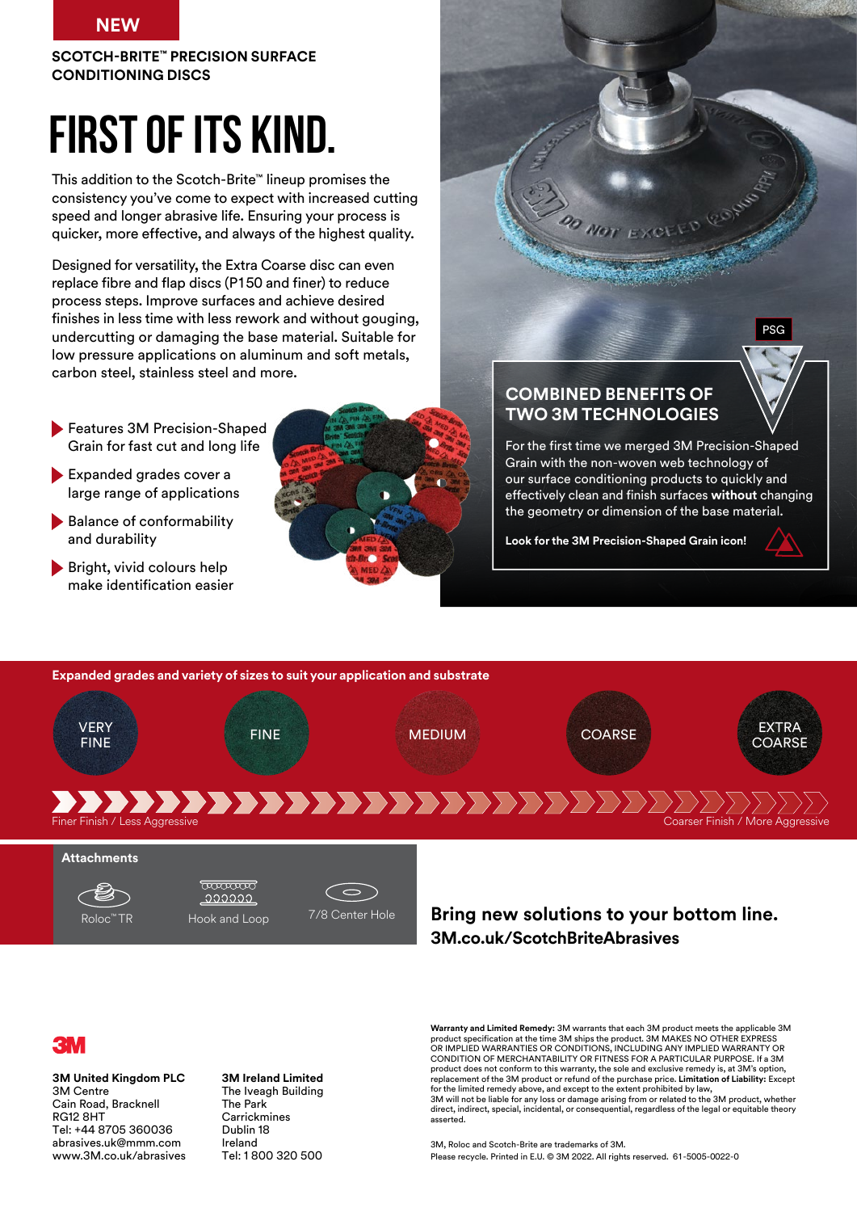NEW

**SCOTCH-BRITE™ PRECISION SURFACE CONDITIONING DISCS**

# FIRST OF ITS KIND.

This addition to the Scotch-Brite™ lineup promises the consistency you've come to expect with increased cutting speed and longer abrasive life. Ensuring your process is quicker, more effective, and always of the highest quality.

Designed for versatility, the Extra Coarse disc can even replace fibre and flap discs (P150 and finer) to reduce process steps. Improve surfaces and achieve desired finishes in less time with less rework and without gouging, undercutting or damaging the base material. Suitable for low pressure applications on aluminum and soft metals, carbon steel, stainless steel and more.

- Features 3M Precision-Shaped Grain for fast cut and long life
- Expanded grades cover a large range of applications
- Balance of conformability and durability
- Bright, vivid colours help make identification easier

PSG

## COMBINED BENEFITS OF TWO 3M TECHNOLOGIES

For the first time we merged 3M Precision-Shaped Grain with the non-woven web technology of our surface conditioning products to quickly and effectively clean and finish surfaces **without** changing the geometry or dimension of the base material.

**Look for the 3M Precision-Shaped Grain icon!**

**Expanded grades and variety of sizes to suit your application and substrate**

VERY FINE | FINE | MEDIUM | COARSE | EXTRA COARSE

Finer Finish / Less Aggressive — Coarser Finish / More Aggressive

**Attachments**

Roloc™ TR | Hook and Loop | 7/8 Center Hole

**Bring new solutions to your bottom line.**
**3M.co.uk/ScotchBriteAbrasives**

3M

**3M United Kingdom PLC**
3M Centre
Cain Road, Bracknell
RG12 8HT
Tel: +44 8705 360036
abrasives.uk@mmm.com
www.3M.co.uk/abrasives

**3M Ireland Limited**
The Iveagh Building
The Park
Carrickmines
Dublin 18
Ireland
Tel: 1 800 320 500

**Warranty and Limited Remedy:** 3M warrants that each 3M product meets the applicable 3M product specification at the time 3M ships the product. 3M MAKES NO OTHER EXPRESS OR IMPLIED WARRANTIES OR CONDITIONS, INCLUDING ANY IMPLIED WARRANTY OR CONDITION OF MERCHANTABILITY OR FITNESS FOR A PARTICULAR PURPOSE. If a 3M product does not conform to this warranty, the sole and exclusive remedy is, at 3M's option, replacement of the 3M product or refund of the purchase price. **Limitation of Liability:** Except for the limited remedy above, and except to the extent prohibited by law, 3M will not be liable for any loss or damage arising from or related to the 3M product, whether direct, indirect, special, incidental, or consequential, regardless of the legal or equitable theory asserted.

3M, Roloc and Scotch-Brite are trademarks of 3M.
Please recycle. Printed in E.U. © 3M 2022. All rights reserved. 61-5005-0022-0